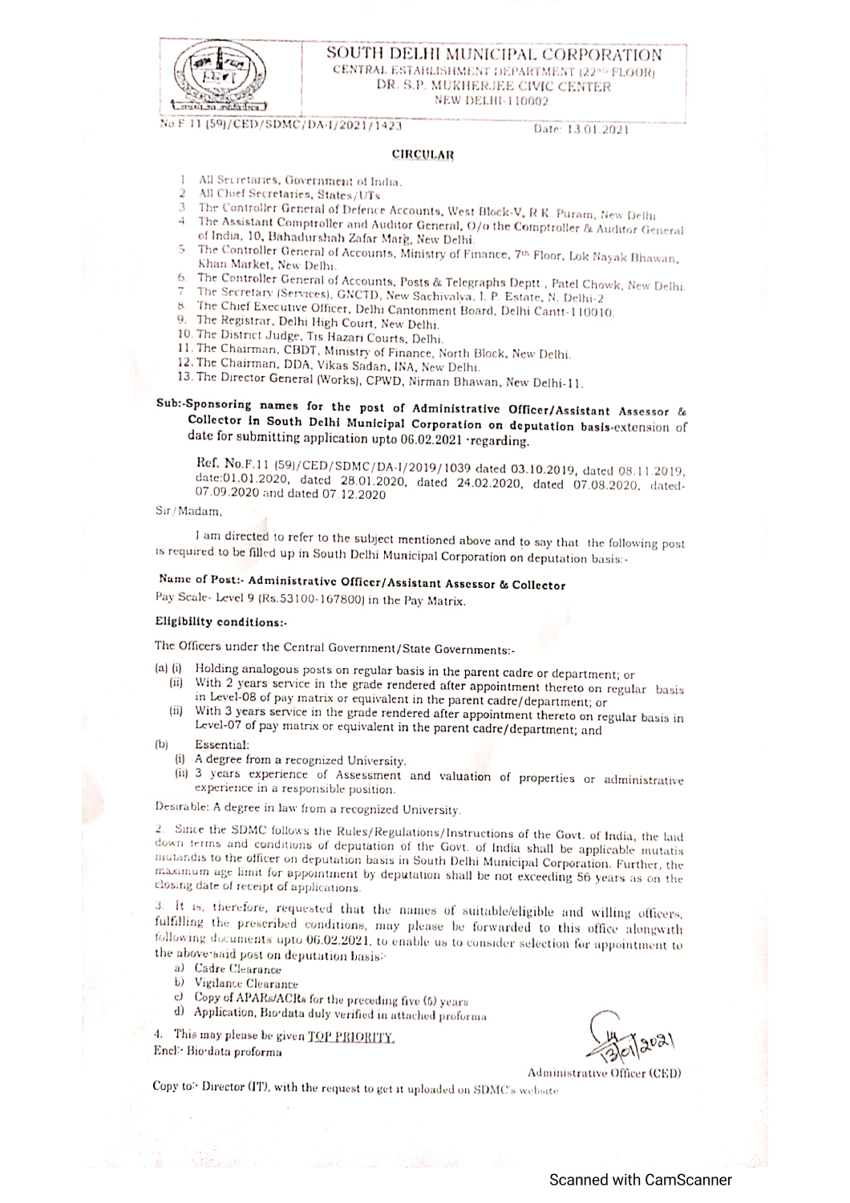SOUTH DELHI MUNICIPAL CORPORATION
CENTRAL ESTABLISHMENT DEPARTMENT (22nd FLOOR)
DR. S.P. MUKHERJEE CIVIC CENTER
NEW DELHI-110002

No F 11 (59)/CED/SDMC/DA-I/2021/1423 Date: 13.01.2021

## CIRCULAR

1. All Secretaries, Government of India.
2. All Chief Secretaries, States/UTs.
3. The Controller General of Defence Accounts, West Block-V, R K Puram, New Delhi.
4. The Assistant Comptroller and Auditor General, O/o the Comptroller & Auditor General of India, 10, Bahadurshah Zafar Marg, New Delhi.
5. The Controller General of Accounts, Ministry of Finance, 7th Floor, Lok Nayak Bhawan, Khan Market, New Delhi.
6. The Controller General of Accounts, Posts & Telegraphs Deptt., Patel Chowk, New Delhi.
7. The Secretary (Services), GNCTD, New Sachivalya, I. P. Estate, N. Delhi-2.
8. The Chief Executive Officer, Delhi Cantonment Board, Delhi Cantt-110010.
9. The Registrar, Delhi High Court, New Delhi.
10. The District Judge, Tis Hazari Courts, Delhi.
11. The Chairman, CBDT, Ministry of Finance, North Block, New Delhi.
12. The Chairman, DDA, Vikas Sadan, INA, New Delhi.
13. The Director General (Works), CPWD, Nirman Bhawan, New Delhi-11.

**Sub:-Sponsoring names for the post of Administrative Officer/Assistant Assessor & Collector in South Delhi Municipal Corporation on deputation basis**-extension of date for submitting application upto 06.02.2021 -regarding.

Ref. No.F.11 (59)/CED/SDMC/DA-I/2019/1039 dated 03.10.2019, dated 08.11.2019, date:01.01.2020, dated 28.01.2020, dated 24.02.2020, dated 07.08.2020, dated-07.09.2020 and dated 07.12.2020

Sir/Madam,

I am directed to refer to the subject mentioned above and to say that the following post is required to be filled up in South Delhi Municipal Corporation on deputation basis:-

**Name of Post:- Administrative Officer/Assistant Assessor & Collector**
Pay Scale- Level 9 (Rs.53100-167800) in the Pay Matrix.

**Eligibility conditions:-**

The Officers under the Central Government/State Governments:-

(a) (i) Holding analogous posts on regular basis in the parent cadre or department; or
(ii) With 2 years service in the grade rendered after appointment thereto on regular basis in Level-08 of pay matrix or equivalent in the parent cadre/department; or
(ii) With 3 years service in the grade rendered after appointment thereto on regular basis in Level-07 of pay matrix or equivalent in the parent cadre/department; and

(b) Essential:
(i) A degree from a recognized University.
(ii) 3 years experience of Assessment and valuation of properties or administrative experience in a responsible position.

Desirable: A degree in law from a recognized University.

2. Since the SDMC follows the Rules/Regulations/Instructions of the Govt. of India, the laid down terms and conditions of deputation of the Govt. of India shall be applicable mutatis mutandis to the officer on deputation basis in South Delhi Municipal Corporation. Further, the maximum age limit for appointment by deputation shall be not exceeding 56 years as on the closing date of receipt of applications.

3. It is, therefore, requested that the names of suitable/eligible and willing officers, fulfilling the prescribed conditions, may please be forwarded to this office alongwith following documents upto 06.02.2021, to enable us to consider selection for appointment to the above-said post on deputation basis:-

a) Cadre Clearance
b) Vigilance Clearance
c) Copy of APARs/ACRs for the preceding five (5) years
d) Application, Bio-data duly verified in attached proforma

4. This may please be given TOP PRIORITY.

Encl:- Bio-data proforma

13/01/2021
Administrative Officer (CED)

Copy to:- Director (IT), with the request to get it uploaded on SDMC's website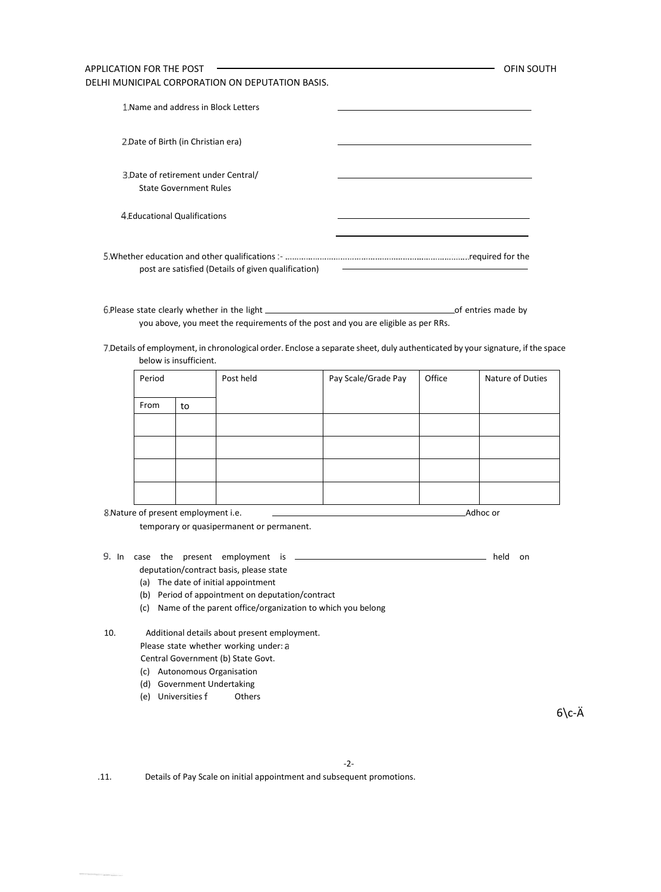APPLICATION FOR THE POST ______________________________ OFIN SOUTH DELHI MUNICIPAL CORPORATION ON DEPUTATION BASIS.

1.Name and address in Block Letters ______________________________

2.Date of Birth (in Christian era) ______________________________

3.Date of retirement under Central/ State Government Rules ______________________________

4.Educational Qualifications ______________________________

______________________________

5.Whether education and other qualifications :- ……………………………………………………………………..required for the post are satisfied (Details of given qualification) ______________________________

6.Please state clearly whether in the light ______________________________of entries made by you above, you meet the requirements of the post and you are eligible as per RRs.

7.Details of employment, in chronological order. Enclose a separate sheet, duly authenticated by your signature, if the space below is insufficient.

| Period | | Post held | Pay Scale/Grade Pay | Office | Nature of Duties |
|---|---|---|---|---|---|
| From | to | | | | |
| | | | | | |
| | | | | | |
| | | | | | |
| | | | | | |

8.Nature of present employment i.e. ______________________________Adhoc or temporary or quasipermanent or permanent.

9. In case the present employment is ______________________________ held on deputation/contract basis, please state

(a) The date of initial appointment

(b) Period of appointment on deputation/contract

(c) Name of the parent office/organization to which you belong

10. Additional details about present employment.

Please state whether working under: a Central Government (b) State Govt.

(c) Autonomous Organisation

(d) Government Undertaking

(e) Universities f Others

6\c-Ä

.11. Details of Pay Scale on initial appointment and subsequent promotions.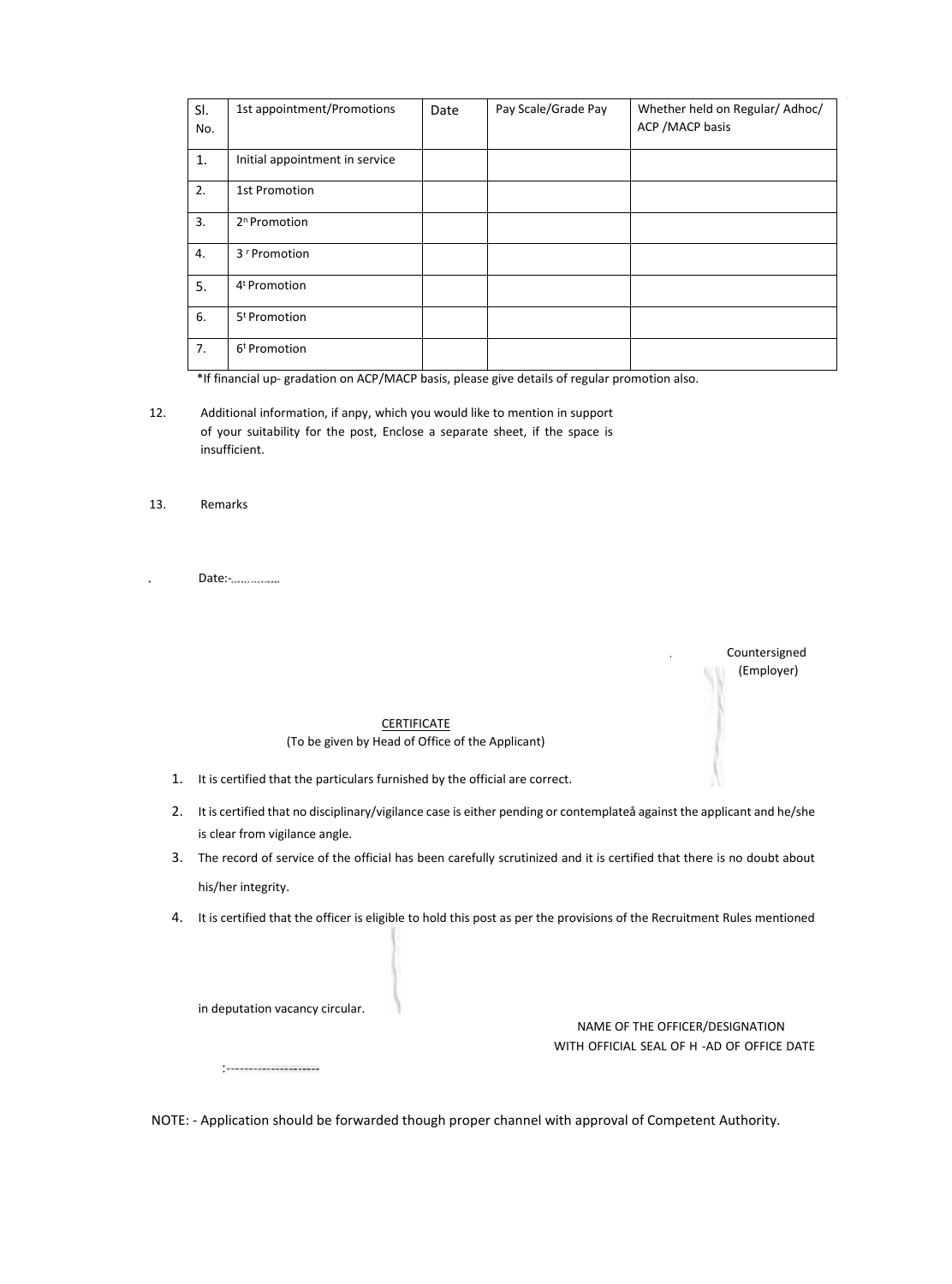| Sl. No. | 1st appointment/Promotions | Date | Pay Scale/Grade Pay | Whether held on Regular/ Adhoc/ ACP /MACP basis |
|---|---|---|---|---|
| 1. | Initial appointment in service | | | |
| 2. | 1st Promotion | | | |
| 3. | 2n Promotion | | | |
| 4. | 3 r Promotion | | | |
| 5. | 4t Promotion | | | |
| 6. | 5t Promotion | | | |
| 7. | 6t Promotion | | | |

*If financial up- gradation on ACP/MACP basis, please give details of regular promotion also.

12. Additional information, if anpy, which you would like to mention in support of your suitability for the post, Enclose a separate sheet, if the space is insufficient.

13. Remarks

Date:-……………

Countersigned
(Employer)

CERTIFICATE
(To be given by Head of Office of the Applicant)

1. It is certified that the particulars furnished by the official are correct.
2. It is certified that no disciplinary/vigilance case is either pending or contemplateå against the applicant and he/she is clear from vigilance angle.
3. The record of service of the official has been carefully scrutinized and it is certified that there is no doubt about his/her integrity.
4. It is certified that the officer is eligible to hold this post as per the provisions of the Recruitment Rules mentioned in deputation vacancy circular.

NAME OF THE OFFICER/DESIGNATION
WITH OFFICIAL SEAL OF H -AD OF OFFICE DATE

:---------------------

NOTE: - Application should be forwarded though proper channel with approval of Competent Authority.